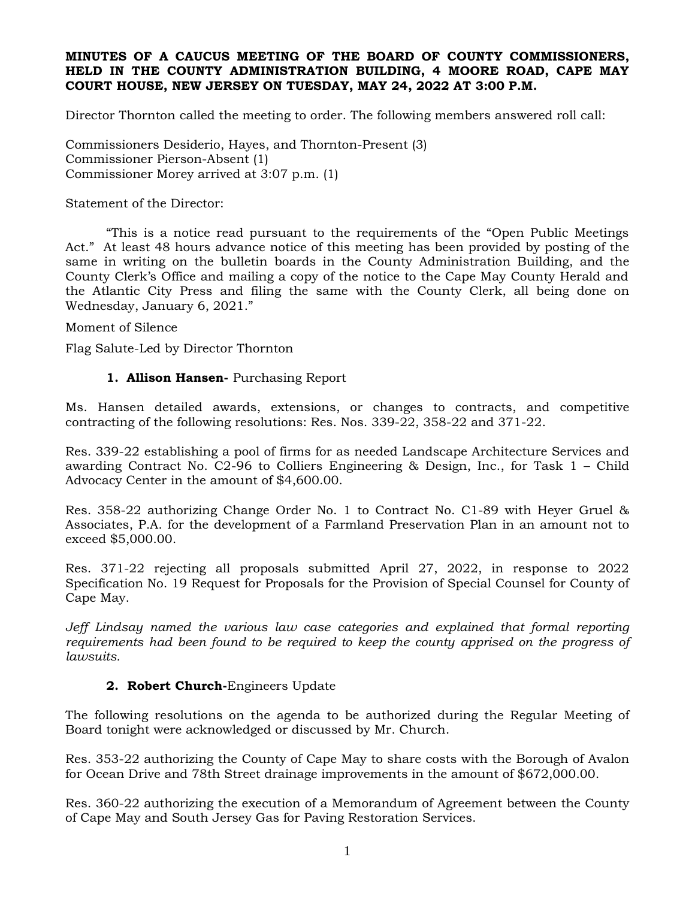**MINUTES OF A CAUCUS MEETING OF THE BOARD OF COUNTY COMMISSIONERS, HELD IN THE COUNTY ADMINISTRATION BUILDING, 4 MOORE ROAD, CAPE MAY COURT HOUSE, NEW JERSEY ON TUESDAY, MAY 24, 2022 AT 3:00 P.M.**

Director Thornton called the meeting to order. The following members answered roll call:

Commissioners Desiderio, Hayes, and Thornton-Present (3)
Commissioner Pierson-Absent (1)
Commissioner Morey arrived at 3:07 p.m. (1)

Statement of the Director:

"This is a notice read pursuant to the requirements of the "Open Public Meetings Act." At least 48 hours advance notice of this meeting has been provided by posting of the same in writing on the bulletin boards in the County Administration Building, and the County Clerk's Office and mailing a copy of the notice to the Cape May County Herald and the Atlantic City Press and filing the same with the County Clerk, all being done on Wednesday, January 6, 2021."

Moment of Silence

Flag Salute-Led by Director Thornton

1. **Allison Hansen-** Purchasing Report

Ms. Hansen detailed awards, extensions, or changes to contracts, and competitive contracting of the following resolutions: Res. Nos. 339-22, 358-22 and 371-22.

Res. 339-22 establishing a pool of firms for as needed Landscape Architecture Services and awarding Contract No. C2-96 to Colliers Engineering & Design, Inc., for Task 1 – Child Advocacy Center in the amount of $4,600.00.

Res. 358-22 authorizing Change Order No. 1 to Contract No. C1-89 with Heyer Gruel & Associates, P.A. for the development of a Farmland Preservation Plan in an amount not to exceed $5,000.00.

Res. 371-22 rejecting all proposals submitted April 27, 2022, in response to 2022 Specification No. 19 Request for Proposals for the Provision of Special Counsel for County of Cape May.

*Jeff Lindsay named the various law case categories and explained that formal reporting requirements had been found to be required to keep the county apprised on the progress of lawsuits.*

2. **Robert Church-**Engineers Update

The following resolutions on the agenda to be authorized during the Regular Meeting of Board tonight were acknowledged or discussed by Mr. Church.

Res. 353-22 authorizing the County of Cape May to share costs with the Borough of Avalon for Ocean Drive and 78th Street drainage improvements in the amount of $672,000.00.

Res. 360-22 authorizing the execution of a Memorandum of Agreement between the County of Cape May and South Jersey Gas for Paving Restoration Services.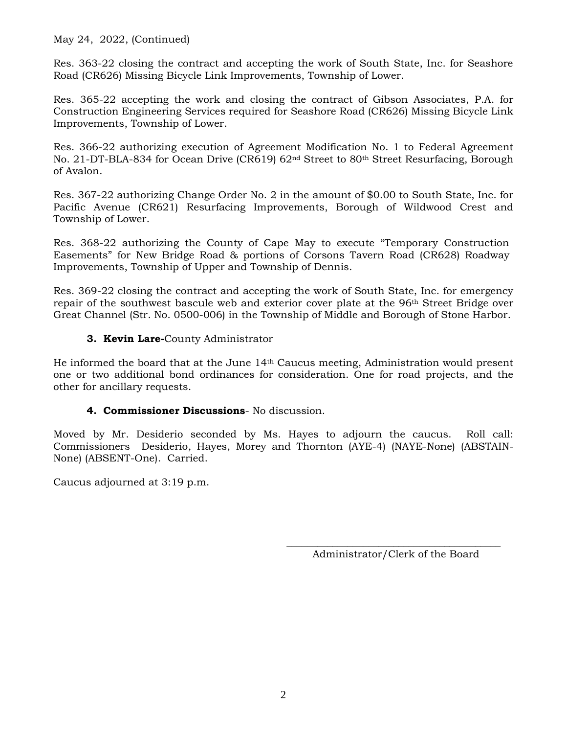May 24, 2022, (Continued)

Res. 363-22 closing the contract and accepting the work of South State, Inc. for Seashore Road (CR626) Missing Bicycle Link Improvements, Township of Lower.

Res. 365-22 accepting the work and closing the contract of Gibson Associates, P.A. for Construction Engineering Services required for Seashore Road (CR626) Missing Bicycle Link Improvements, Township of Lower.

Res. 366-22 authorizing execution of Agreement Modification No. 1 to Federal Agreement No. 21-DT-BLA-834 for Ocean Drive (CR619) 62nd Street to 80th Street Resurfacing, Borough of Avalon.

Res. 367-22 authorizing Change Order No. 2 in the amount of $0.00 to South State, Inc. for Pacific Avenue (CR621) Resurfacing Improvements, Borough of Wildwood Crest and Township of Lower.

Res. 368-22 authorizing the County of Cape May to execute "Temporary Construction Easements" for New Bridge Road & portions of Corsons Tavern Road (CR628) Roadway Improvements, Township of Upper and Township of Dennis.

Res. 369-22 closing the contract and accepting the work of South State, Inc. for emergency repair of the southwest bascule web and exterior cover plate at the 96th Street Bridge over Great Channel (Str. No. 0500-006) in the Township of Middle and Borough of Stone Harbor.

**3. Kevin Lare-**County Administrator

He informed the board that at the June 14th Caucus meeting, Administration would present one or two additional bond ordinances for consideration. One for road projects, and the other for ancillary requests.

**4. Commissioner Discussions**- No discussion.

Moved by Mr. Desiderio seconded by Ms. Hayes to adjourn the caucus. Roll call: Commissioners Desiderio, Hayes, Morey and Thornton (AYE-4) (NAYE-None) (ABSTAIN-None) (ABSENT-One). Carried.

Caucus adjourned at 3:19 p.m.

\_\_\_\_\_\_\_\_\_\_\_\_\_\_\_\_\_\_\_\_\_\_\_\_\_\_\_\_\_\_\_\_\_\_\_\_\_\_\_\_\_\_

Administrator/Clerk of the Board